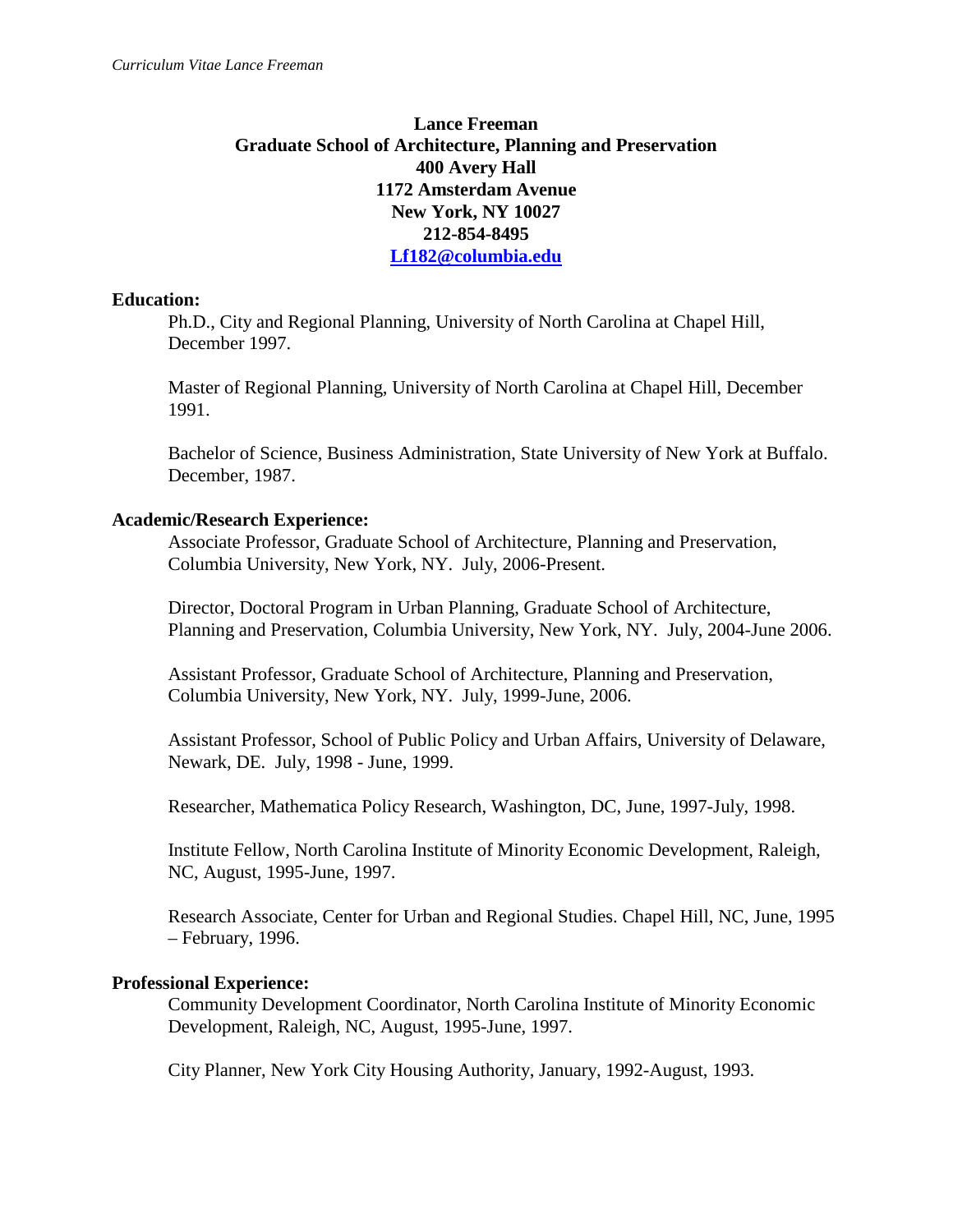**Lance Freeman**
**Graduate School of Architecture, Planning and Preservation**
**400 Avery Hall**
**1172 Amsterdam Avenue**
**New York, NY 10027**
**212-854-8495**
**Lf182@columbia.edu**

## Education:

Ph.D., City and Regional Planning, University of North Carolina at Chapel Hill, December 1997.

Master of Regional Planning, University of North Carolina at Chapel Hill, December 1991.

Bachelor of Science, Business Administration, State University of New York at Buffalo. December, 1987.

## Academic/Research Experience:

Associate Professor, Graduate School of Architecture, Planning and Preservation, Columbia University, New York, NY. July, 2006-Present.

Director, Doctoral Program in Urban Planning, Graduate School of Architecture, Planning and Preservation, Columbia University, New York, NY. July, 2004-June 2006.

Assistant Professor, Graduate School of Architecture, Planning and Preservation, Columbia University, New York, NY. July, 1999-June, 2006.

Assistant Professor, School of Public Policy and Urban Affairs, University of Delaware, Newark, DE. July, 1998 - June, 1999.

Researcher, Mathematica Policy Research, Washington, DC, June, 1997-July, 1998.

Institute Fellow, North Carolina Institute of Minority Economic Development, Raleigh, NC, August, 1995-June, 1997.

Research Associate, Center for Urban and Regional Studies. Chapel Hill, NC, June, 1995 – February, 1996.

## Professional Experience:

Community Development Coordinator, North Carolina Institute of Minority Economic Development, Raleigh, NC, August, 1995-June, 1997.

City Planner, New York City Housing Authority, January, 1992-August, 1993.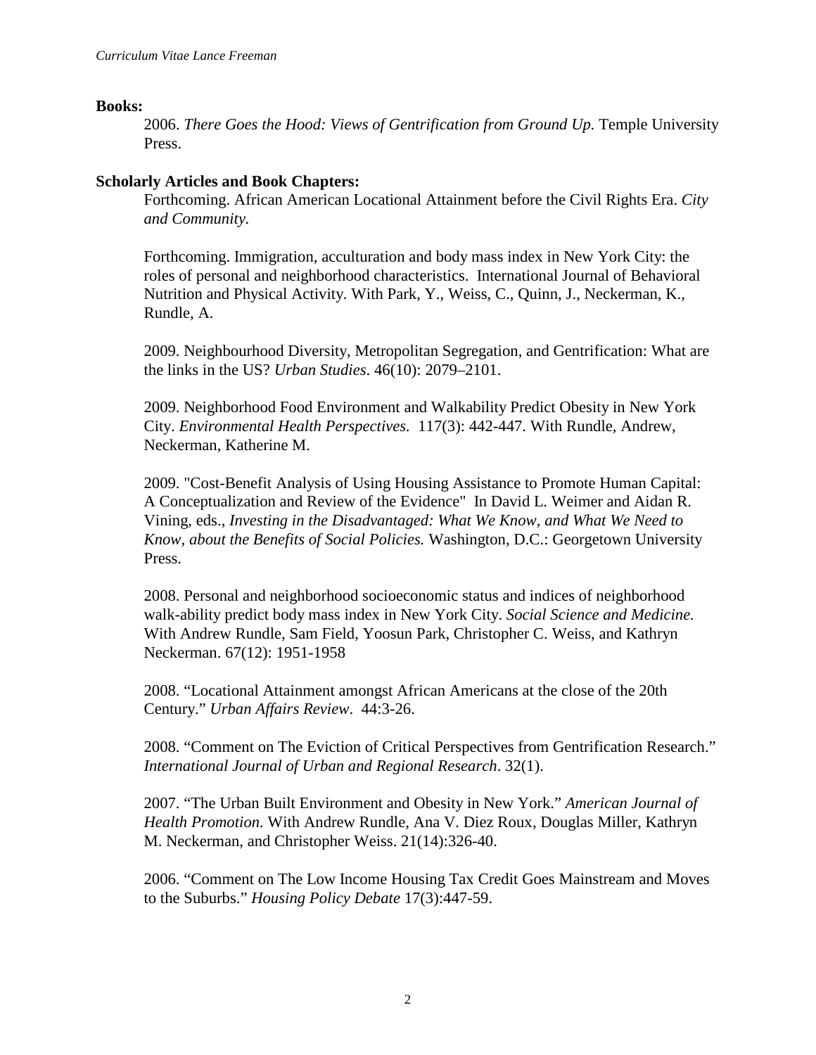**Books:**

2006. *There Goes the Hood: Views of Gentrification from Ground Up.* Temple University Press.

**Scholarly Articles and Book Chapters:**

Forthcoming. African American Locational Attainment before the Civil Rights Era. *City and Community.*

Forthcoming. Immigration, acculturation and body mass index in New York City: the roles of personal and neighborhood characteristics. International Journal of Behavioral Nutrition and Physical Activity. With Park, Y., Weiss, C., Quinn, J., Neckerman, K., Rundle, A.

2009. Neighbourhood Diversity, Metropolitan Segregation, and Gentrification: What are the links in the US? *Urban Studies*. 46(10): 2079–2101.

2009. Neighborhood Food Environment and Walkability Predict Obesity in New York City. *Environmental Health Perspectives.* 117(3): 442-447. With Rundle, Andrew, Neckerman, Katherine M.

2009. "Cost-Benefit Analysis of Using Housing Assistance to Promote Human Capital: A Conceptualization and Review of the Evidence" In David L. Weimer and Aidan R. Vining, eds., *Investing in the Disadvantaged: What We Know, and What We Need to Know, about the Benefits of Social Policies.* Washington, D.C.: Georgetown University Press.

2008. Personal and neighborhood socioeconomic status and indices of neighborhood walk-ability predict body mass index in New York City. *Social Science and Medicine.* With Andrew Rundle, Sam Field, Yoosun Park, Christopher C. Weiss, and Kathryn Neckerman. 67(12): 1951-1958

2008. "Locational Attainment amongst African Americans at the close of the 20th Century." *Urban Affairs Review*. 44:3-26.

2008. "Comment on The Eviction of Critical Perspectives from Gentrification Research." *International Journal of Urban and Regional Research*. 32(1).

2007. "The Urban Built Environment and Obesity in New York." *American Journal of Health Promotion.* With Andrew Rundle, Ana V. Diez Roux, Douglas Miller, Kathryn M. Neckerman, and Christopher Weiss. 21(14):326-40.

2006. "Comment on The Low Income Housing Tax Credit Goes Mainstream and Moves to the Suburbs." *Housing Policy Debate* 17(3):447-59.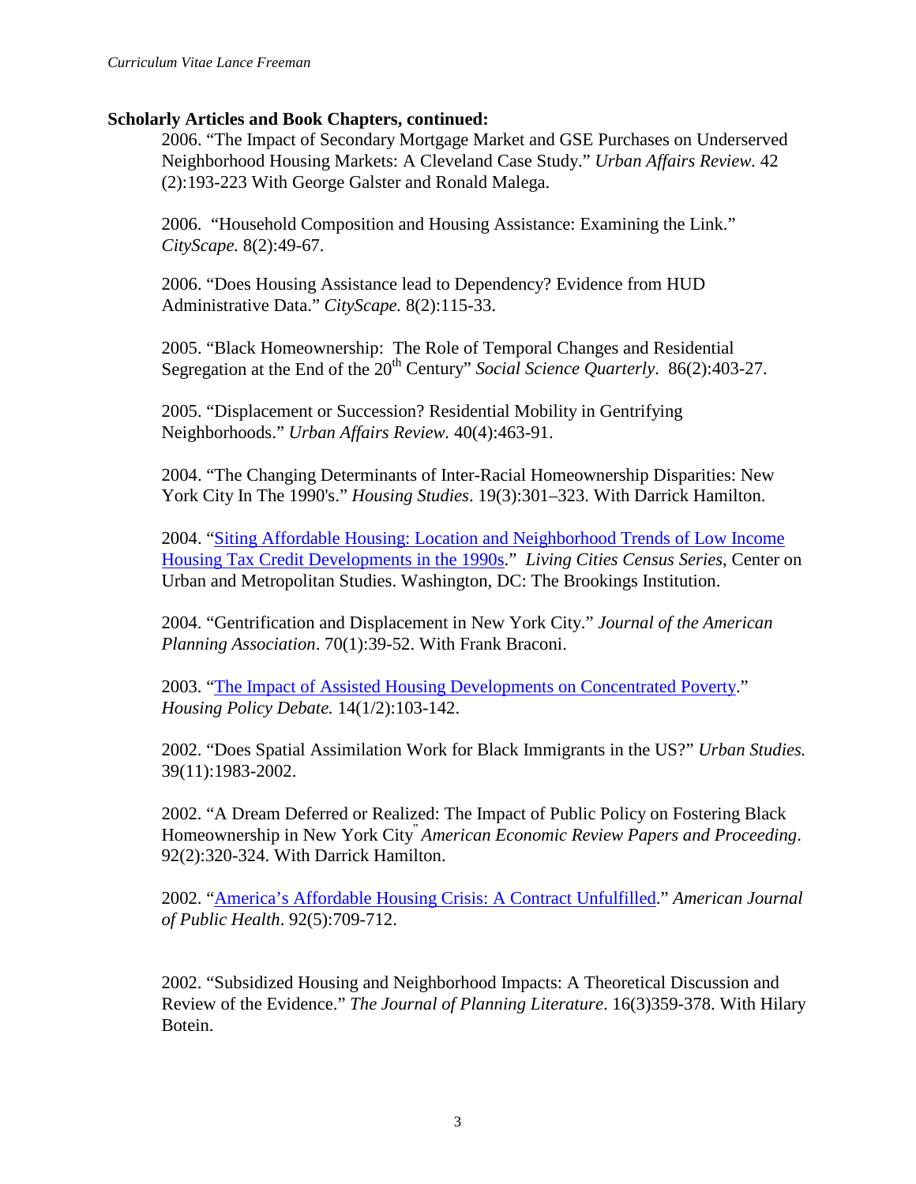**Scholarly Articles and Book Chapters, continued:**

2006. "The Impact of Secondary Mortgage Market and GSE Purchases on Underserved Neighborhood Housing Markets: A Cleveland Case Study." *Urban Affairs Review.* 42 (2):193-223 With George Galster and Ronald Malega.

2006. "Household Composition and Housing Assistance: Examining the Link." *CityScape.* 8(2):49-67.

2006. "Does Housing Assistance lead to Dependency? Evidence from HUD Administrative Data." *CityScape.* 8(2):115-33.

2005. "Black Homeownership: The Role of Temporal Changes and Residential Segregation at the End of the 20th Century" *Social Science Quarterly*. 86(2):403-27.

2005. "Displacement or Succession? Residential Mobility in Gentrifying Neighborhoods." *Urban Affairs Review.* 40(4):463-91.

2004. "The Changing Determinants of Inter-Racial Homeownership Disparities: New York City In The 1990's." *Housing Studies*. 19(3):301–323. With Darrick Hamilton.

2004. "Siting Affordable Housing: Location and Neighborhood Trends of Low Income Housing Tax Credit Developments in the 1990s." *Living Cities Census Series*, Center on Urban and Metropolitan Studies. Washington, DC: The Brookings Institution.

2004. "Gentrification and Displacement in New York City." *Journal of the American Planning Association*. 70(1):39-52. With Frank Braconi.

2003. "The Impact of Assisted Housing Developments on Concentrated Poverty." *Housing Policy Debate.* 14(1/2):103-142.

2002. "Does Spatial Assimilation Work for Black Immigrants in the US?" *Urban Studies.* 39(11):1983-2002.

2002. "A Dream Deferred or Realized: The Impact of Public Policy on Fostering Black Homeownership in New York City" *American Economic Review Papers and Proceeding*. 92(2):320-324. With Darrick Hamilton.

2002. "America's Affordable Housing Crisis: A Contract Unfulfilled." *American Journal of Public Health*. 92(5):709-712.

2002. "Subsidized Housing and Neighborhood Impacts: A Theoretical Discussion and Review of the Evidence." *The Journal of Planning Literature*. 16(3)359-378. With Hilary Botein.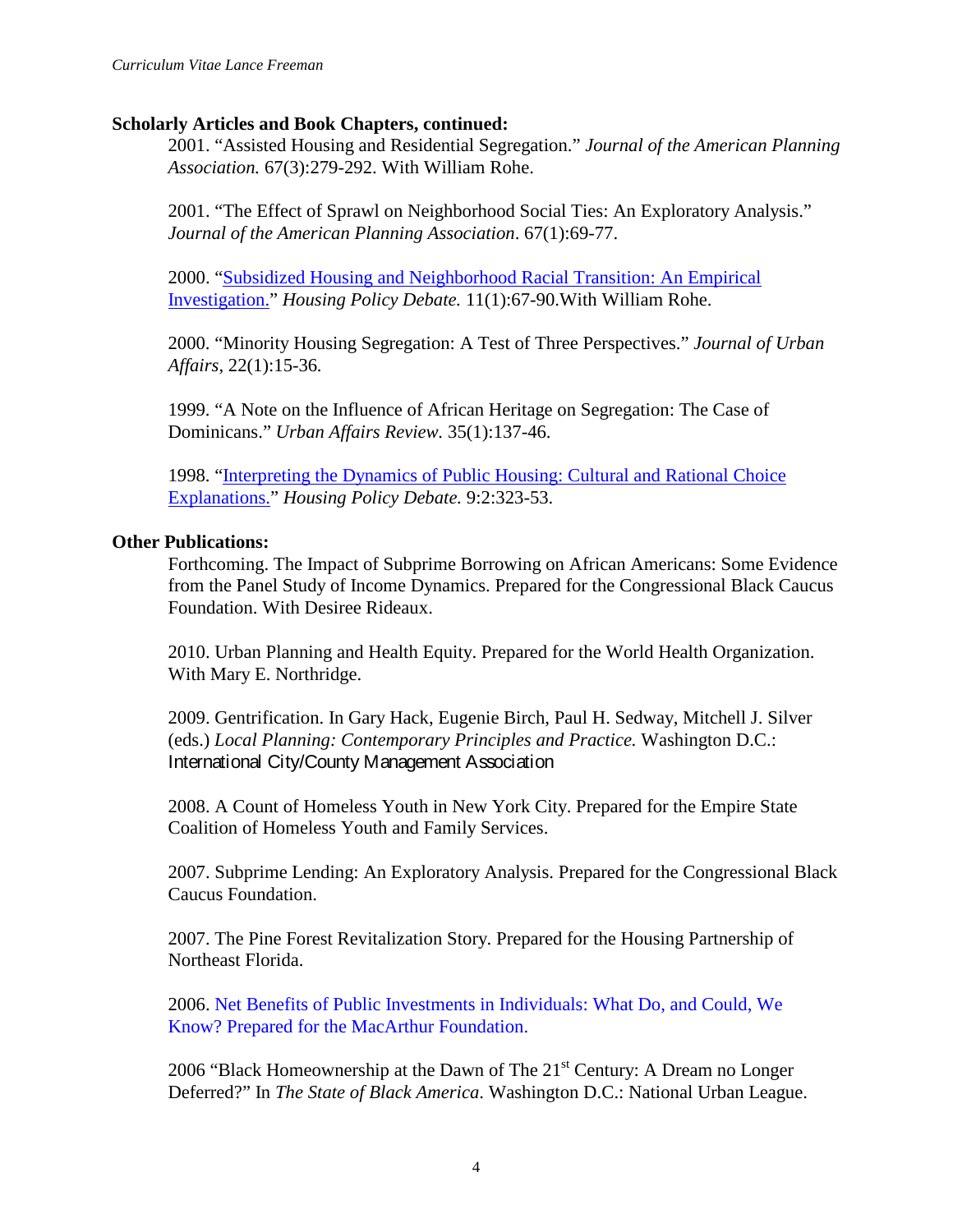### Scholarly Articles and Book Chapters, continued:

2001. "Assisted Housing and Residential Segregation." *Journal of the American Planning Association.* 67(3):279-292. With William Rohe.

2001. "The Effect of Sprawl on Neighborhood Social Ties: An Exploratory Analysis." *Journal of the American Planning Association*. 67(1):69-77.

2000. "Subsidized Housing and Neighborhood Racial Transition: An Empirical Investigation." *Housing Policy Debate.* 11(1):67-90.With William Rohe.

2000. "Minority Housing Segregation: A Test of Three Perspectives." *Journal of Urban Affairs*, 22(1):15-36.

1999. "A Note on the Influence of African Heritage on Segregation: The Case of Dominicans." *Urban Affairs Review.* 35(1):137-46.

1998. "Interpreting the Dynamics of Public Housing: Cultural and Rational Choice Explanations." *Housing Policy Debate.* 9:2:323-53.

### Other Publications:

Forthcoming. The Impact of Subprime Borrowing on African Americans: Some Evidence from the Panel Study of Income Dynamics. Prepared for the Congressional Black Caucus Foundation. With Desiree Rideaux.

2010. Urban Planning and Health Equity. Prepared for the World Health Organization. With Mary E. Northridge.

2009. Gentrification. In Gary Hack, Eugenie Birch, Paul H. Sedway, Mitchell J. Silver (eds.) *Local Planning: Contemporary Principles and Practice.* Washington D.C.: International City/County Management Association

2008. A Count of Homeless Youth in New York City. Prepared for the Empire State Coalition of Homeless Youth and Family Services.

2007. Subprime Lending: An Exploratory Analysis. Prepared for the Congressional Black Caucus Foundation.

2007. The Pine Forest Revitalization Story. Prepared for the Housing Partnership of Northeast Florida.

2006. Net Benefits of Public Investments in Individuals: What Do, and Could, We Know? Prepared for the MacArthur Foundation.

2006 "Black Homeownership at the Dawn of The 21st Century: A Dream no Longer Deferred?" In *The State of Black America*. Washington D.C.: National Urban League.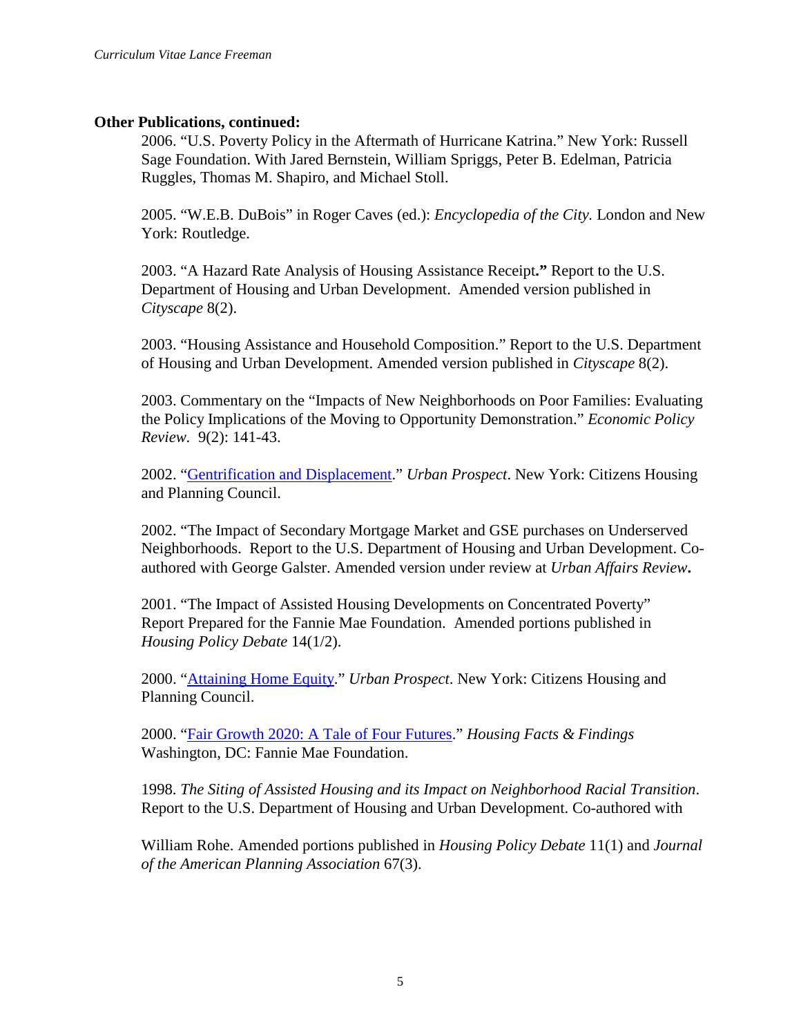**Other Publications, continued:**

2006. "U.S. Poverty Policy in the Aftermath of Hurricane Katrina." New York: Russell Sage Foundation. With Jared Bernstein, William Spriggs, Peter B. Edelman, Patricia Ruggles, Thomas M. Shapiro, and Michael Stoll.

2005. "W.E.B. DuBois" in Roger Caves (ed.): *Encyclopedia of the City.* London and New York: Routledge.

2003. "A Hazard Rate Analysis of Housing Assistance Receipt**."** Report to the U.S. Department of Housing and Urban Development. Amended version published in *Cityscape* 8(2).

2003. "Housing Assistance and Household Composition." Report to the U.S. Department of Housing and Urban Development. Amended version published in *Cityscape* 8(2).

2003. Commentary on the "Impacts of New Neighborhoods on Poor Families: Evaluating the Policy Implications of the Moving to Opportunity Demonstration." *Economic Policy Review.* 9(2): 141-43.

2002. "Gentrification and Displacement." *Urban Prospect*. New York: Citizens Housing and Planning Council.

2002. "The Impact of Secondary Mortgage Market and GSE purchases on Underserved Neighborhoods. Report to the U.S. Department of Housing and Urban Development. Co-authored with George Galster. Amended version under review at *Urban Affairs Review***.**

2001. "The Impact of Assisted Housing Developments on Concentrated Poverty" Report Prepared for the Fannie Mae Foundation. Amended portions published in *Housing Policy Debate* 14(1/2).

2000. "Attaining Home Equity." *Urban Prospect*. New York: Citizens Housing and Planning Council.

2000. "Fair Growth 2020: A Tale of Four Futures." *Housing Facts & Findings* Washington, DC: Fannie Mae Foundation.

1998. *The Siting of Assisted Housing and its Impact on Neighborhood Racial Transition*. Report to the U.S. Department of Housing and Urban Development. Co-authored with William Rohe. Amended portions published in *Housing Policy Debate* 11(1) and *Journal of the American Planning Association* 67(3).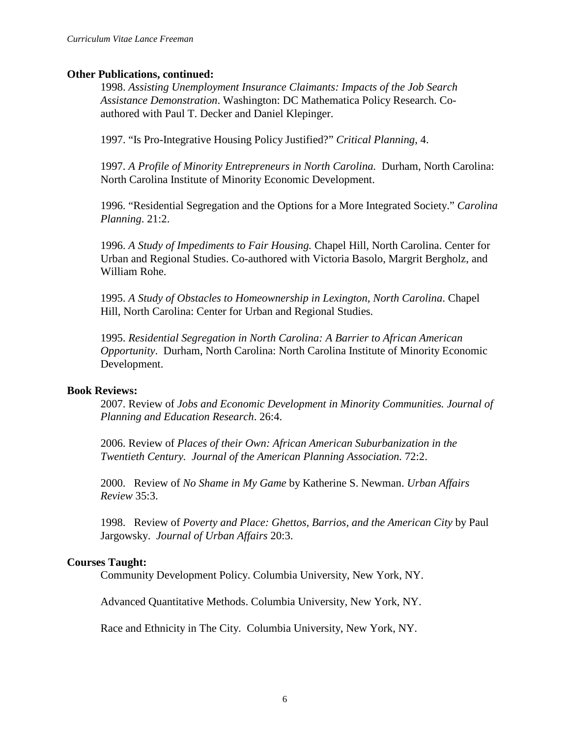**Other Publications, continued:**

1998. *Assisting Unemployment Insurance Claimants: Impacts of the Job Search Assistance Demonstration*. Washington: DC Mathematica Policy Research. Co-authored with Paul T. Decker and Daniel Klepinger.

1997. "Is Pro-Integrative Housing Policy Justified?" *Critical Planning*, 4.

1997. *A Profile of Minority Entrepreneurs in North Carolina.* Durham, North Carolina: North Carolina Institute of Minority Economic Development.

1996. "Residential Segregation and the Options for a More Integrated Society." *Carolina Planning*. 21:2.

1996. *A Study of Impediments to Fair Housing.* Chapel Hill, North Carolina. Center for Urban and Regional Studies. Co-authored with Victoria Basolo, Margrit Bergholz, and William Rohe.

1995. *A Study of Obstacles to Homeownership in Lexington, North Carolina*. Chapel Hill, North Carolina: Center for Urban and Regional Studies.

1995. *Residential Segregation in North Carolina: A Barrier to African American Opportunity*. Durham, North Carolina: North Carolina Institute of Minority Economic Development.

**Book Reviews:**

2007. Review of *Jobs and Economic Development in Minority Communities. Journal of Planning and Education Research*. 26:4.

2006. Review of *Places of their Own: African American Suburbanization in the Twentieth Century. Journal of the American Planning Association.* 72:2.

2000. Review of *No Shame in My Game* by Katherine S. Newman. *Urban Affairs Review* 35:3.

1998. Review of *Poverty and Place: Ghettos, Barrios, and the American City* by Paul Jargowsky. *Journal of Urban Affairs* 20:3.

**Courses Taught:**

Community Development Policy. Columbia University, New York, NY.

Advanced Quantitative Methods. Columbia University, New York, NY.

Race and Ethnicity in The City. Columbia University, New York, NY.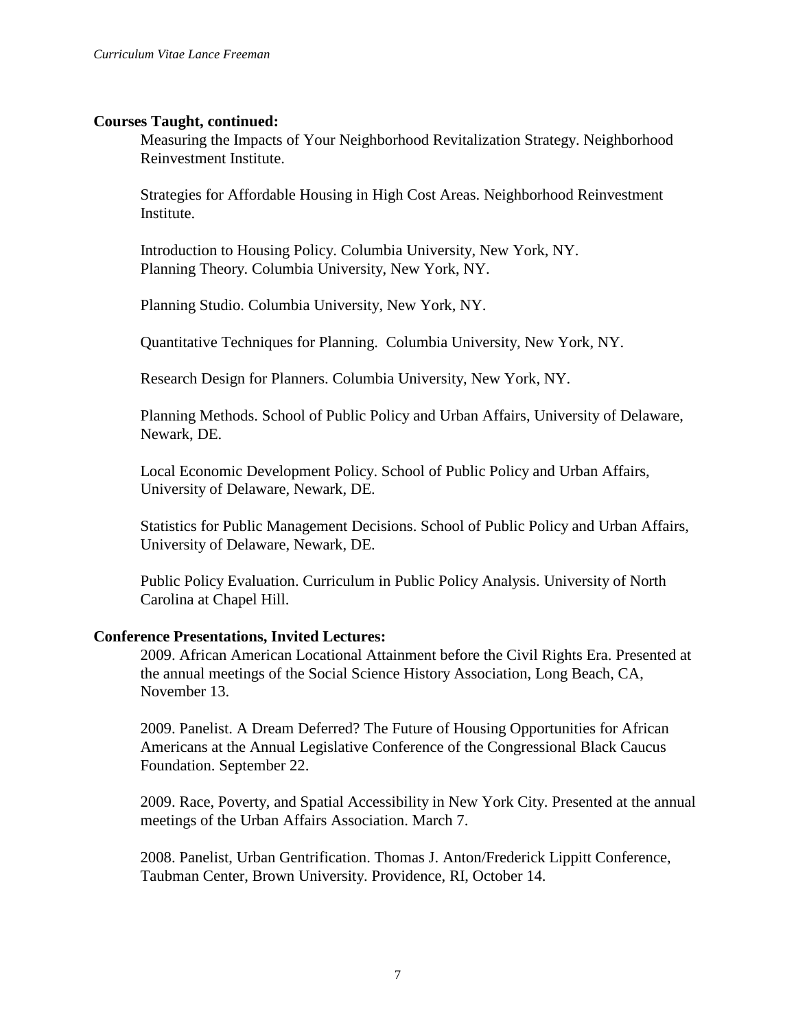**Courses Taught, continued:**

Measuring the Impacts of Your Neighborhood Revitalization Strategy. Neighborhood Reinvestment Institute.

Strategies for Affordable Housing in High Cost Areas. Neighborhood Reinvestment Institute.

Introduction to Housing Policy. Columbia University, New York, NY.
Planning Theory. Columbia University, New York, NY.

Planning Studio. Columbia University, New York, NY.

Quantitative Techniques for Planning. Columbia University, New York, NY.

Research Design for Planners. Columbia University, New York, NY.

Planning Methods. School of Public Policy and Urban Affairs, University of Delaware, Newark, DE.

Local Economic Development Policy. School of Public Policy and Urban Affairs, University of Delaware, Newark, DE.

Statistics for Public Management Decisions. School of Public Policy and Urban Affairs, University of Delaware, Newark, DE.

Public Policy Evaluation. Curriculum in Public Policy Analysis. University of North Carolina at Chapel Hill.

**Conference Presentations, Invited Lectures:**

2009. African American Locational Attainment before the Civil Rights Era. Presented at the annual meetings of the Social Science History Association, Long Beach, CA, November 13.

2009. Panelist. A Dream Deferred? The Future of Housing Opportunities for African Americans at the Annual Legislative Conference of the Congressional Black Caucus Foundation. September 22.

2009. Race, Poverty, and Spatial Accessibility in New York City. Presented at the annual meetings of the Urban Affairs Association. March 7.

2008. Panelist, Urban Gentrification. Thomas J. Anton/Frederick Lippitt Conference, Taubman Center, Brown University. Providence, RI, October 14.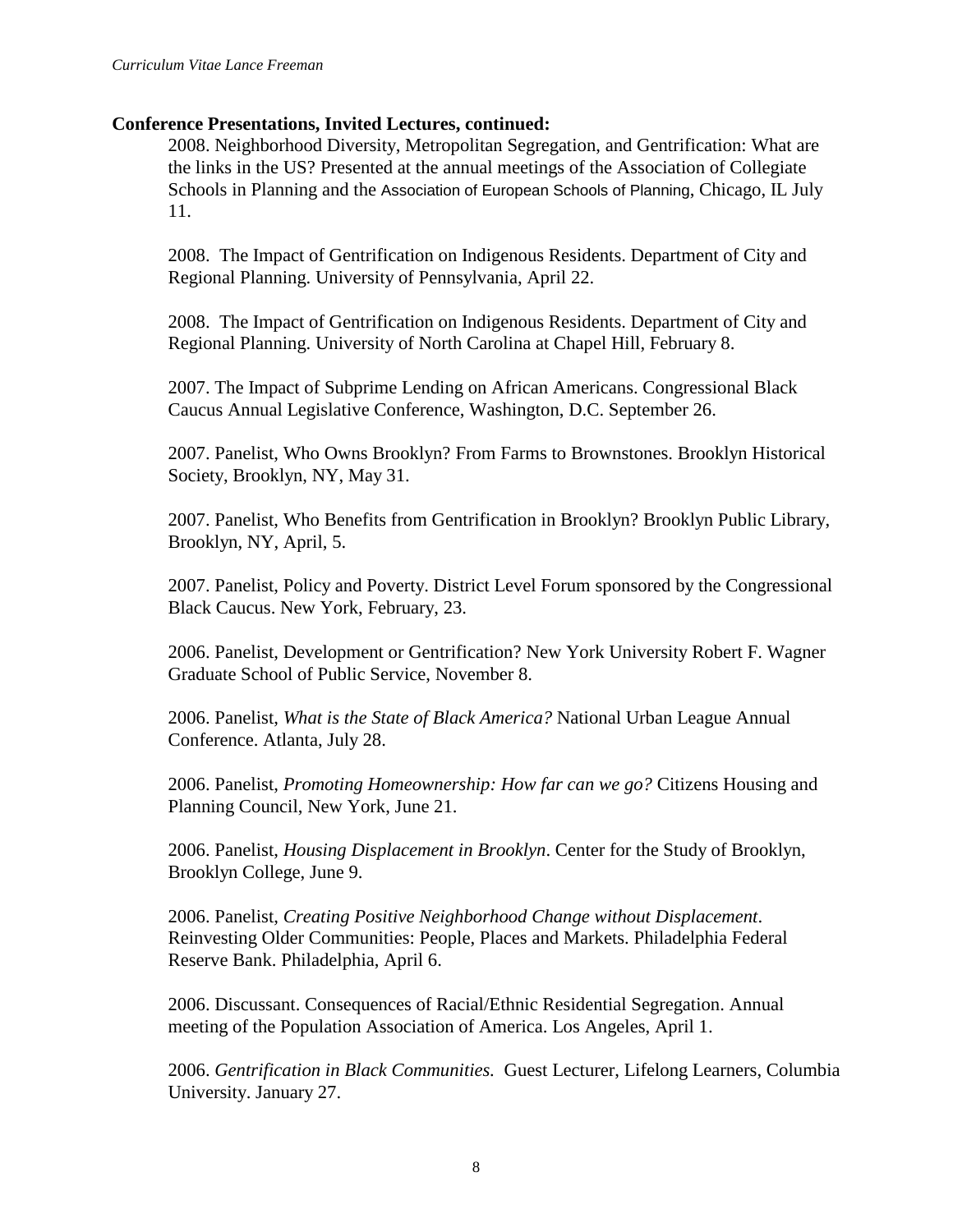**Conference Presentations, Invited Lectures, continued:**

2008. Neighborhood Diversity, Metropolitan Segregation, and Gentrification: What are the links in the US? Presented at the annual meetings of the Association of Collegiate Schools in Planning and the Association of European Schools of Planning, Chicago, IL July 11.

2008. The Impact of Gentrification on Indigenous Residents. Department of City and Regional Planning. University of Pennsylvania, April 22.

2008. The Impact of Gentrification on Indigenous Residents. Department of City and Regional Planning. University of North Carolina at Chapel Hill, February 8.

2007. The Impact of Subprime Lending on African Americans. Congressional Black Caucus Annual Legislative Conference, Washington, D.C. September 26.

2007. Panelist, Who Owns Brooklyn? From Farms to Brownstones. Brooklyn Historical Society, Brooklyn, NY, May 31.

2007. Panelist, Who Benefits from Gentrification in Brooklyn? Brooklyn Public Library, Brooklyn, NY, April, 5.

2007. Panelist, Policy and Poverty. District Level Forum sponsored by the Congressional Black Caucus. New York, February, 23.

2006. Panelist, Development or Gentrification? New York University Robert F. Wagner Graduate School of Public Service, November 8.

2006. Panelist, *What is the State of Black America?* National Urban League Annual Conference. Atlanta, July 28.

2006. Panelist, *Promoting Homeownership: How far can we go?* Citizens Housing and Planning Council, New York, June 21.

2006. Panelist, *Housing Displacement in Brooklyn*. Center for the Study of Brooklyn, Brooklyn College, June 9.

2006. Panelist, *Creating Positive Neighborhood Change without Displacement*. Reinvesting Older Communities: People, Places and Markets. Philadelphia Federal Reserve Bank. Philadelphia, April 6.

2006. Discussant. Consequences of Racial/Ethnic Residential Segregation. Annual meeting of the Population Association of America. Los Angeles, April 1.

2006. *Gentrification in Black Communities.* Guest Lecturer, Lifelong Learners, Columbia University. January 27.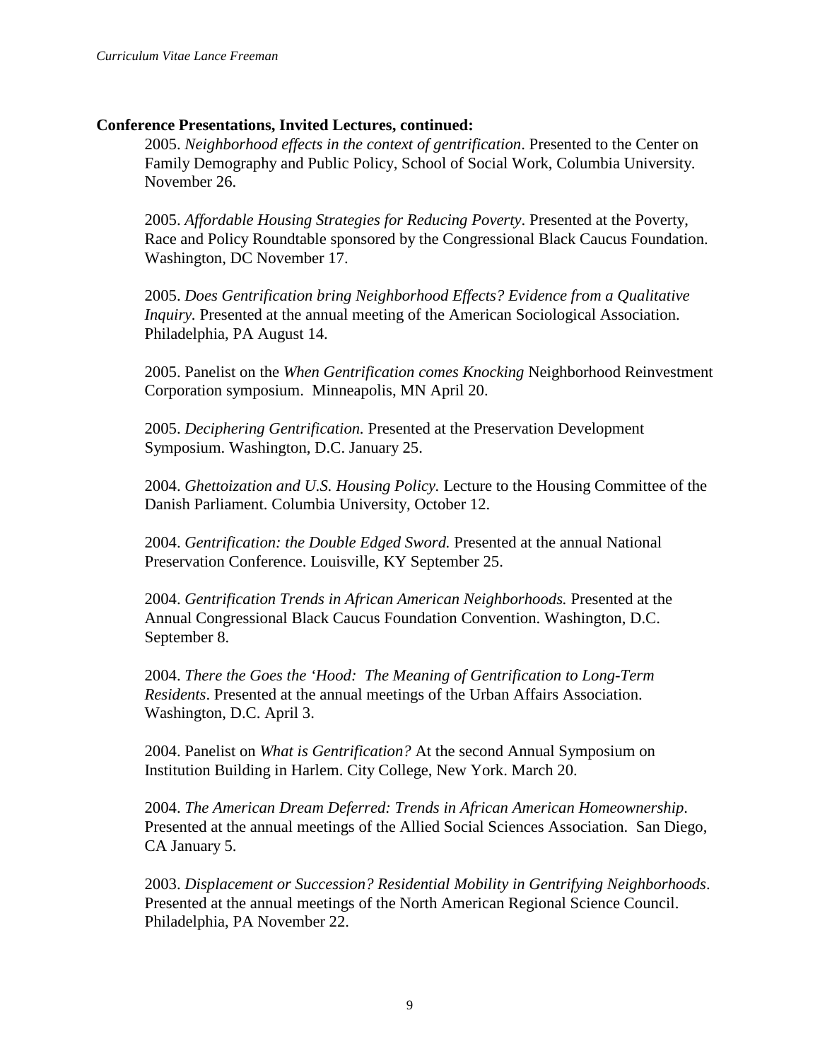**Conference Presentations, Invited Lectures, continued:**

2005. *Neighborhood effects in the context of gentrification*. Presented to the Center on Family Demography and Public Policy, School of Social Work, Columbia University. November 26.

2005. *Affordable Housing Strategies for Reducing Poverty*. Presented at the Poverty, Race and Policy Roundtable sponsored by the Congressional Black Caucus Foundation. Washington, DC November 17.

2005. *Does Gentrification bring Neighborhood Effects? Evidence from a Qualitative Inquiry.* Presented at the annual meeting of the American Sociological Association. Philadelphia, PA August 14.

2005. Panelist on the *When Gentrification comes Knocking* Neighborhood Reinvestment Corporation symposium. Minneapolis, MN April 20.

2005. *Deciphering Gentrification.* Presented at the Preservation Development Symposium. Washington, D.C. January 25.

2004. *Ghettoization and U.S. Housing Policy.* Lecture to the Housing Committee of the Danish Parliament. Columbia University, October 12.

2004. *Gentrification: the Double Edged Sword.* Presented at the annual National Preservation Conference. Louisville, KY September 25.

2004. *Gentrification Trends in African American Neighborhoods.* Presented at the Annual Congressional Black Caucus Foundation Convention. Washington, D.C. September 8.

2004. *There the Goes the 'Hood: The Meaning of Gentrification to Long-Term Residents*. Presented at the annual meetings of the Urban Affairs Association. Washington, D.C. April 3.

2004. Panelist on *What is Gentrification?* At the second Annual Symposium on Institution Building in Harlem. City College, New York. March 20.

2004. *The American Dream Deferred: Trends in African American Homeownership*. Presented at the annual meetings of the Allied Social Sciences Association. San Diego, CA January 5.

2003. *Displacement or Succession? Residential Mobility in Gentrifying Neighborhoods*. Presented at the annual meetings of the North American Regional Science Council. Philadelphia, PA November 22.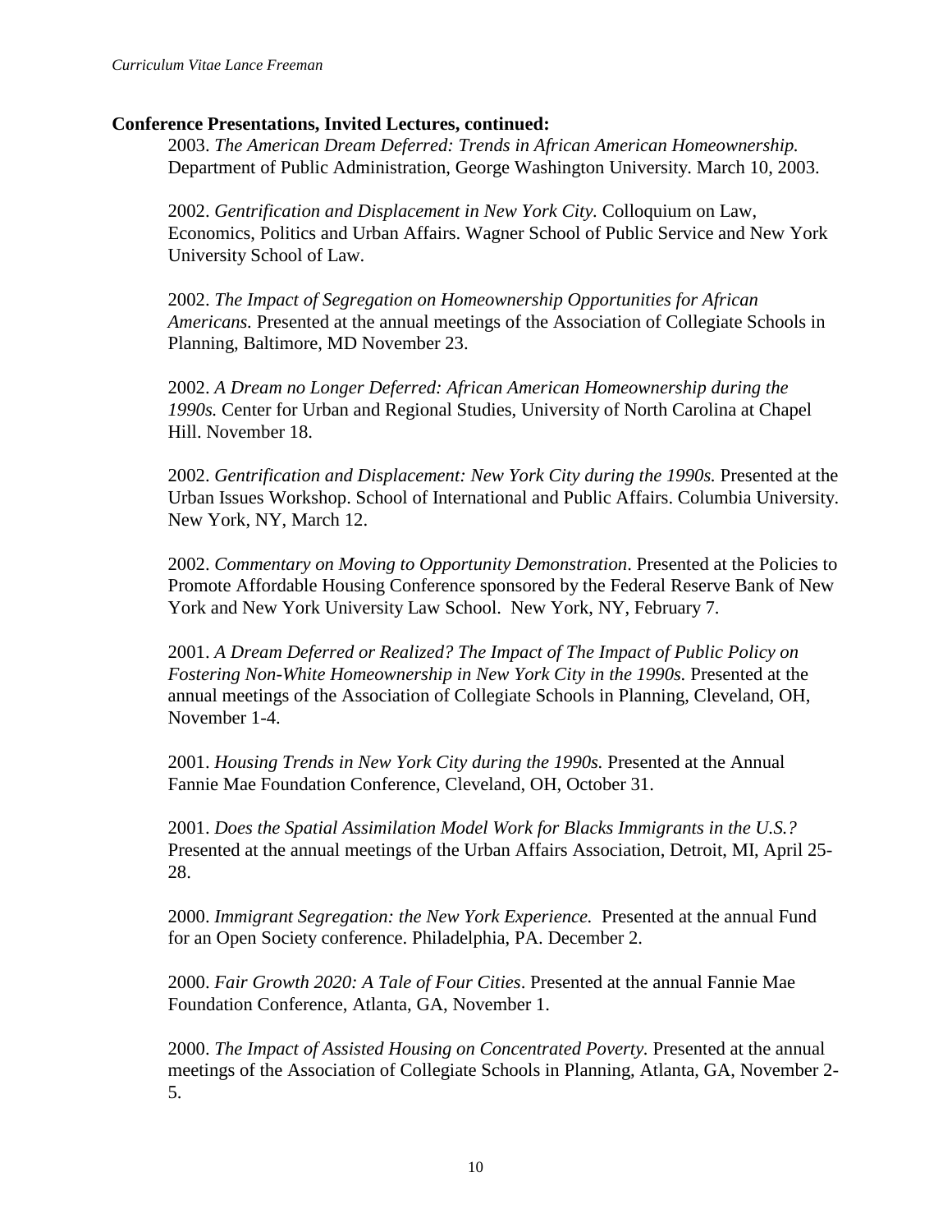**Conference Presentations, Invited Lectures, continued:**

2003. *The American Dream Deferred: Trends in African American Homeownership.* Department of Public Administration, George Washington University. March 10, 2003.

2002. *Gentrification and Displacement in New York City*. Colloquium on Law, Economics, Politics and Urban Affairs. Wagner School of Public Service and New York University School of Law.

2002. *The Impact of Segregation on Homeownership Opportunities for African Americans.* Presented at the annual meetings of the Association of Collegiate Schools in Planning, Baltimore, MD November 23.

2002. *A Dream no Longer Deferred: African American Homeownership during the 1990s.* Center for Urban and Regional Studies, University of North Carolina at Chapel Hill. November 18.

2002. *Gentrification and Displacement: New York City during the 1990s.* Presented at the Urban Issues Workshop. School of International and Public Affairs. Columbia University. New York, NY, March 12.

2002. *Commentary on Moving to Opportunity Demonstration*. Presented at the Policies to Promote Affordable Housing Conference sponsored by the Federal Reserve Bank of New York and New York University Law School. New York, NY, February 7.

2001. *A Dream Deferred or Realized? The Impact of The Impact of Public Policy on Fostering Non-White Homeownership in New York City in the 1990s.* Presented at the annual meetings of the Association of Collegiate Schools in Planning, Cleveland, OH, November 1-4.

2001. *Housing Trends in New York City during the 1990s.* Presented at the Annual Fannie Mae Foundation Conference, Cleveland, OH, October 31.

2001. *Does the Spatial Assimilation Model Work for Blacks Immigrants in the U.S.?* Presented at the annual meetings of the Urban Affairs Association, Detroit, MI, April 25-28.

2000. *Immigrant Segregation: the New York Experience.* Presented at the annual Fund for an Open Society conference. Philadelphia, PA. December 2.

2000. *Fair Growth 2020: A Tale of Four Cities*. Presented at the annual Fannie Mae Foundation Conference, Atlanta, GA, November 1.

2000. *The Impact of Assisted Housing on Concentrated Poverty.* Presented at the annual meetings of the Association of Collegiate Schools in Planning, Atlanta, GA, November 2-5.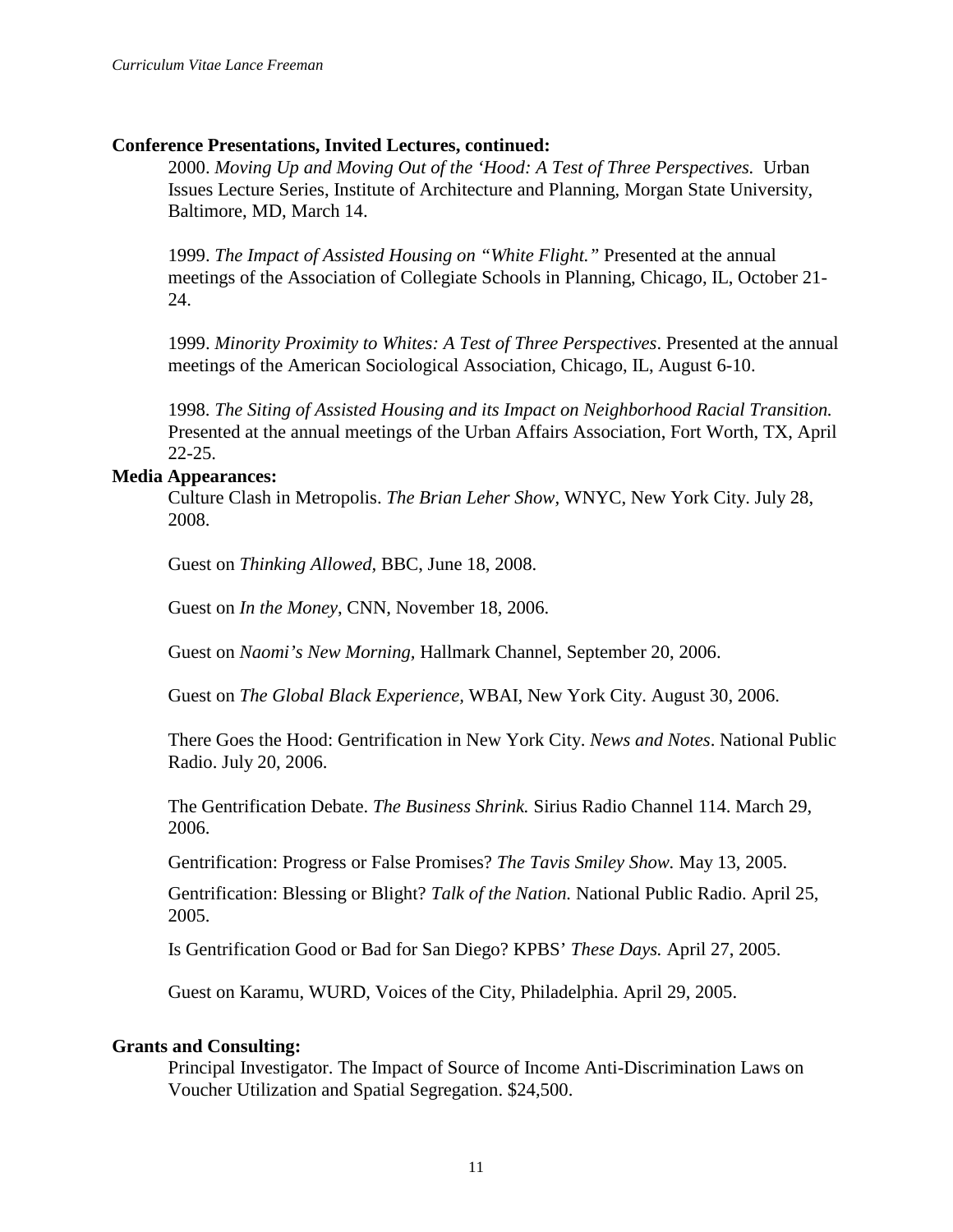**Conference Presentations, Invited Lectures, continued:**

2000. *Moving Up and Moving Out of the 'Hood: A Test of Three Perspectives.* Urban Issues Lecture Series, Institute of Architecture and Planning, Morgan State University, Baltimore, MD, March 14.

1999. *The Impact of Assisted Housing on "White Flight."* Presented at the annual meetings of the Association of Collegiate Schools in Planning, Chicago, IL, October 21-24.

1999. *Minority Proximity to Whites: A Test of Three Perspectives*. Presented at the annual meetings of the American Sociological Association, Chicago, IL, August 6-10.

1998. *The Siting of Assisted Housing and its Impact on Neighborhood Racial Transition.* Presented at the annual meetings of the Urban Affairs Association, Fort Worth, TX, April 22-25.

**Media Appearances:**

Culture Clash in Metropolis. *The Brian Leher Show*, WNYC, New York City. July 28, 2008.

Guest on *Thinking Allowed,* BBC, June 18, 2008.

Guest on *In the Money*, CNN, November 18, 2006.

Guest on *Naomi's New Morning,* Hallmark Channel, September 20, 2006.

Guest on *The Global Black Experience,* WBAI, New York City. August 30, 2006.

There Goes the Hood: Gentrification in New York City. *News and Notes*. National Public Radio. July 20, 2006.

The Gentrification Debate. *The Business Shrink.* Sirius Radio Channel 114. March 29, 2006.

Gentrification: Progress or False Promises? *The Tavis Smiley Show.* May 13, 2005.

Gentrification: Blessing or Blight? *Talk of the Nation.* National Public Radio. April 25, 2005.

Is Gentrification Good or Bad for San Diego? KPBS' *These Days.* April 27, 2005.

Guest on Karamu, WURD, Voices of the City, Philadelphia. April 29, 2005.

**Grants and Consulting:**

Principal Investigator. The Impact of Source of Income Anti-Discrimination Laws on Voucher Utilization and Spatial Segregation. $24,500.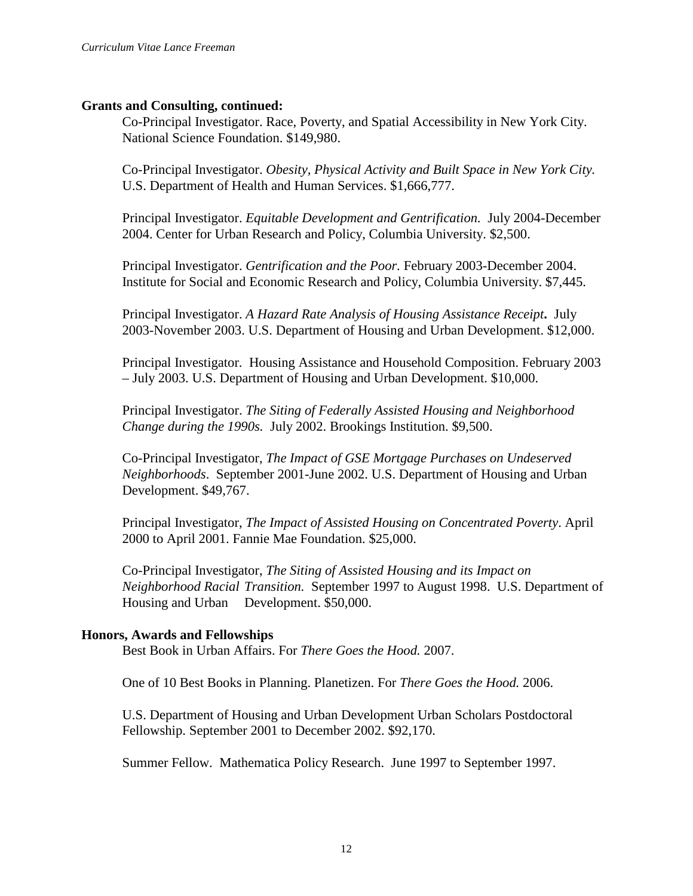**Grants and Consulting, continued:**

Co-Principal Investigator. Race, Poverty, and Spatial Accessibility in New York City. National Science Foundation. $149,980.

Co-Principal Investigator. *Obesity, Physical Activity and Built Space in New York City.* U.S. Department of Health and Human Services. $1,666,777.

Principal Investigator. *Equitable Development and Gentrification.* July 2004-December 2004. Center for Urban Research and Policy, Columbia University. $2,500.

Principal Investigator. *Gentrification and the Poor.* February 2003-December 2004. Institute for Social and Economic Research and Policy, Columbia University. $7,445.

Principal Investigator. *A Hazard Rate Analysis of Housing Assistance Receipt***.** July 2003-November 2003. U.S. Department of Housing and Urban Development. $12,000.

Principal Investigator. Housing Assistance and Household Composition. February 2003 – July 2003. U.S. Department of Housing and Urban Development. $10,000.

Principal Investigator. *The Siting of Federally Assisted Housing and Neighborhood Change during the 1990s.* July 2002. Brookings Institution. $9,500.

Co-Principal Investigator, *The Impact of GSE Mortgage Purchases on Undeserved Neighborhoods*. September 2001-June 2002. U.S. Department of Housing and Urban Development. $49,767.

Principal Investigator, *The Impact of Assisted Housing on Concentrated Poverty*. April 2000 to April 2001. Fannie Mae Foundation. $25,000.

Co-Principal Investigator, *The Siting of Assisted Housing and its Impact on Neighborhood Racial Transition.* September 1997 to August 1998. U.S. Department of Housing and Urban Development. $50,000.

**Honors, Awards and Fellowships**

Best Book in Urban Affairs. For *There Goes the Hood.* 2007.

One of 10 Best Books in Planning. Planetizen. For *There Goes the Hood.* 2006.

U.S. Department of Housing and Urban Development Urban Scholars Postdoctoral Fellowship. September 2001 to December 2002. $92,170.

Summer Fellow. Mathematica Policy Research. June 1997 to September 1997.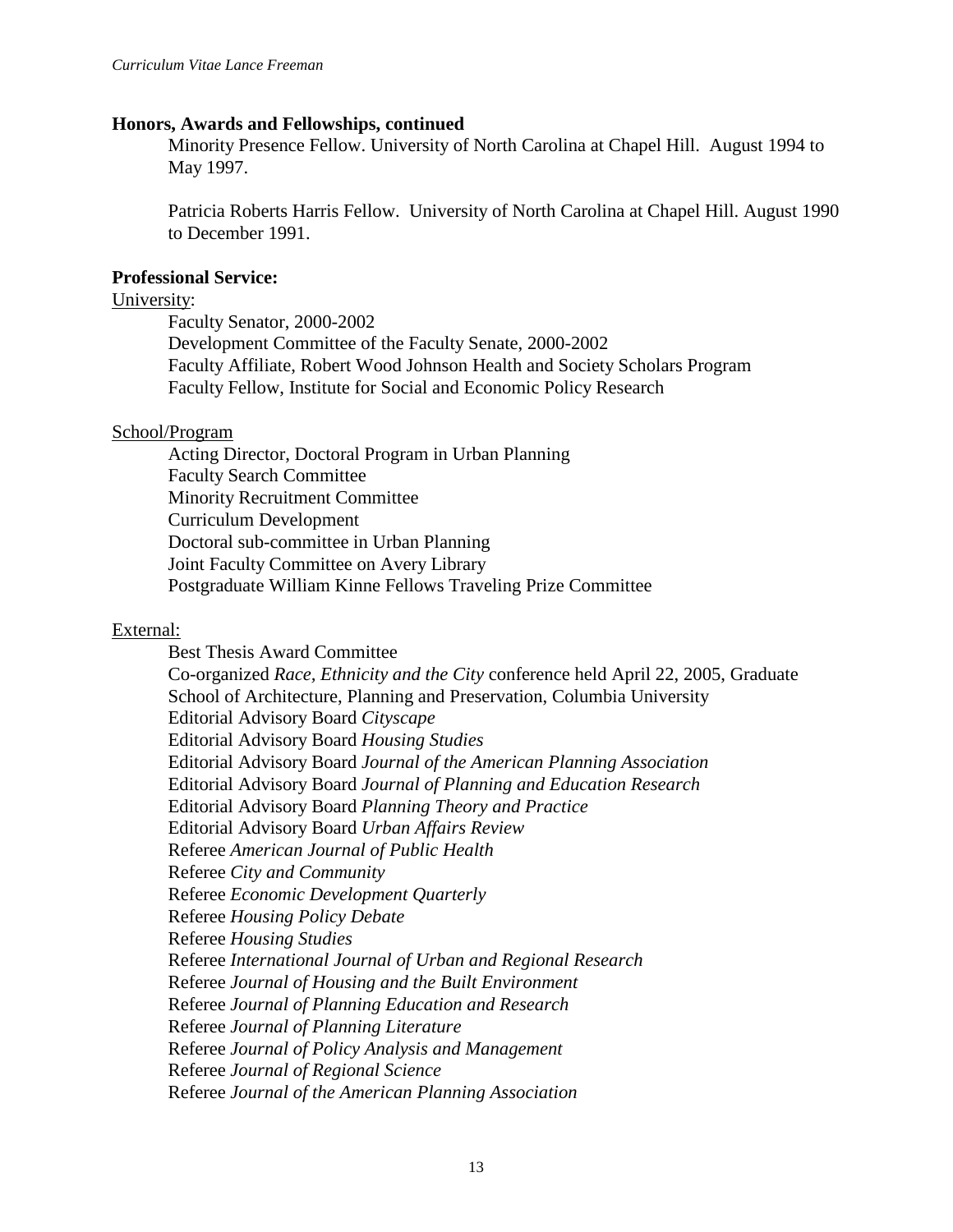**Honors, Awards and Fellowships, continued**

Minority Presence Fellow. University of North Carolina at Chapel Hill. August 1994 to May 1997.

Patricia Roberts Harris Fellow. University of North Carolina at Chapel Hill. August 1990 to December 1991.

**Professional Service:**

University:

Faculty Senator, 2000-2002
Development Committee of the Faculty Senate, 2000-2002
Faculty Affiliate, Robert Wood Johnson Health and Society Scholars Program
Faculty Fellow, Institute for Social and Economic Policy Research

School/Program

Acting Director, Doctoral Program in Urban Planning
Faculty Search Committee
Minority Recruitment Committee
Curriculum Development
Doctoral sub-committee in Urban Planning
Joint Faculty Committee on Avery Library
Postgraduate William Kinne Fellows Traveling Prize Committee

External:

Best Thesis Award Committee
Co-organized *Race, Ethnicity and the City* conference held April 22, 2005, Graduate School of Architecture, Planning and Preservation, Columbia University
Editorial Advisory Board *Cityscape*
Editorial Advisory Board *Housing Studies*
Editorial Advisory Board *Journal of the American Planning Association*
Editorial Advisory Board *Journal of Planning and Education Research*
Editorial Advisory Board *Planning Theory and Practice*
Editorial Advisory Board *Urban Affairs Review*
Referee *American Journal of Public Health*
Referee *City and Community*
Referee *Economic Development Quarterly*
Referee *Housing Policy Debate*
Referee *Housing Studies*
Referee *International Journal of Urban and Regional Research*
Referee *Journal of Housing and the Built Environment*
Referee *Journal of Planning Education and Research*
Referee *Journal of Planning Literature*
Referee *Journal of Policy Analysis and Management*
Referee *Journal of Regional Science*
Referee *Journal of the American Planning Association*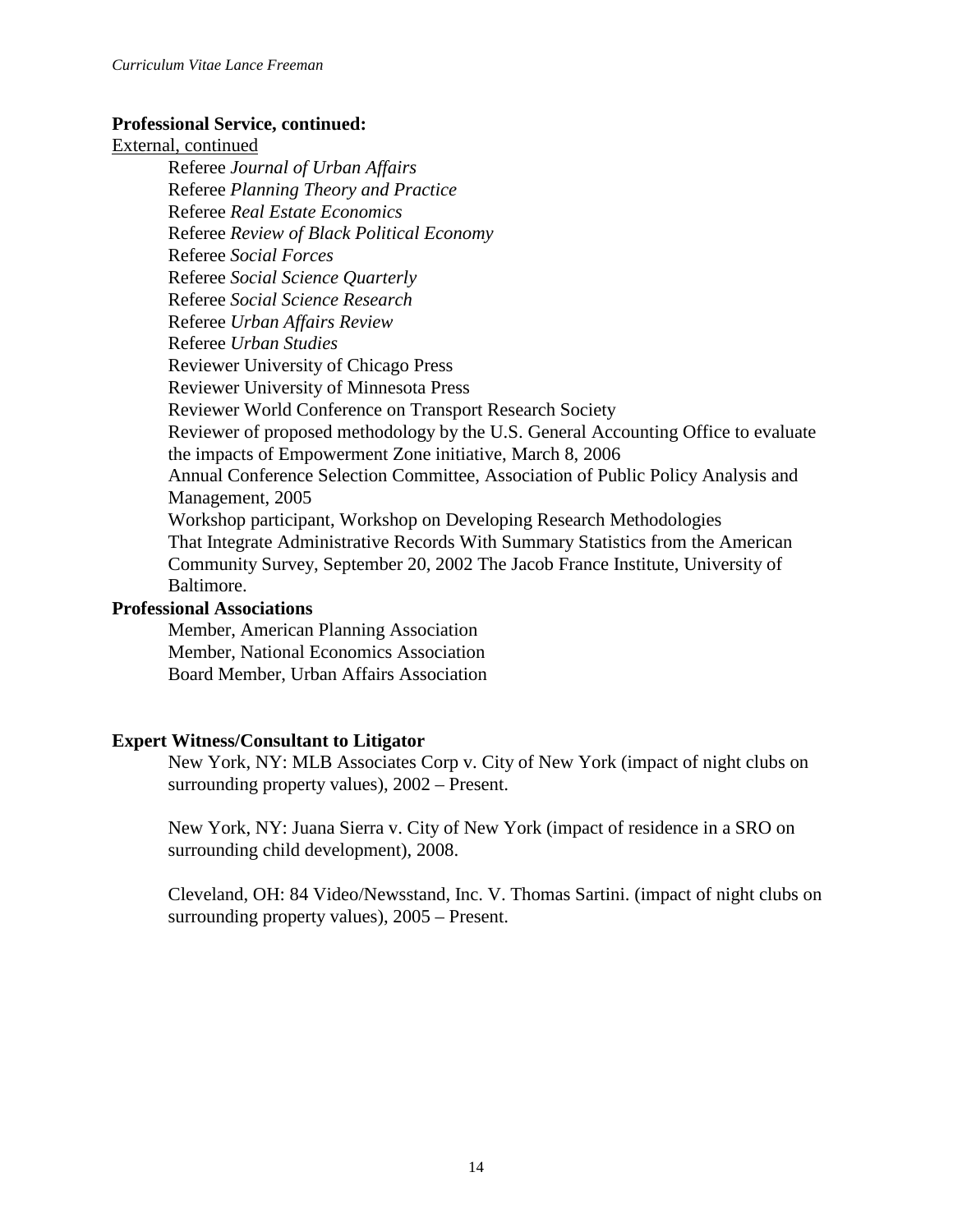**Professional Service, continued:**

External, continued

Referee *Journal of Urban Affairs*
Referee *Planning Theory and Practice*
Referee *Real Estate Economics*
Referee *Review of Black Political Economy*
Referee *Social Forces*
Referee *Social Science Quarterly*
Referee *Social Science Research*
Referee *Urban Affairs Review*
Referee *Urban Studies*
Reviewer University of Chicago Press
Reviewer University of Minnesota Press
Reviewer World Conference on Transport Research Society
Reviewer of proposed methodology by the U.S. General Accounting Office to evaluate the impacts of Empowerment Zone initiative, March 8, 2006
Annual Conference Selection Committee, Association of Public Policy Analysis and Management, 2005
Workshop participant, Workshop on Developing Research Methodologies That Integrate Administrative Records With Summary Statistics from the American Community Survey, September 20, 2002 The Jacob France Institute, University of Baltimore.

**Professional Associations**

Member, American Planning Association
Member, National Economics Association
Board Member, Urban Affairs Association

**Expert Witness/Consultant to Litigator**

New York, NY: MLB Associates Corp v. City of New York (impact of night clubs on surrounding property values), 2002 – Present.

New York, NY: Juana Sierra v. City of New York (impact of residence in a SRO on surrounding child development), 2008.

Cleveland, OH: 84 Video/Newsstand, Inc. V. Thomas Sartini. (impact of night clubs on surrounding property values), 2005 – Present.